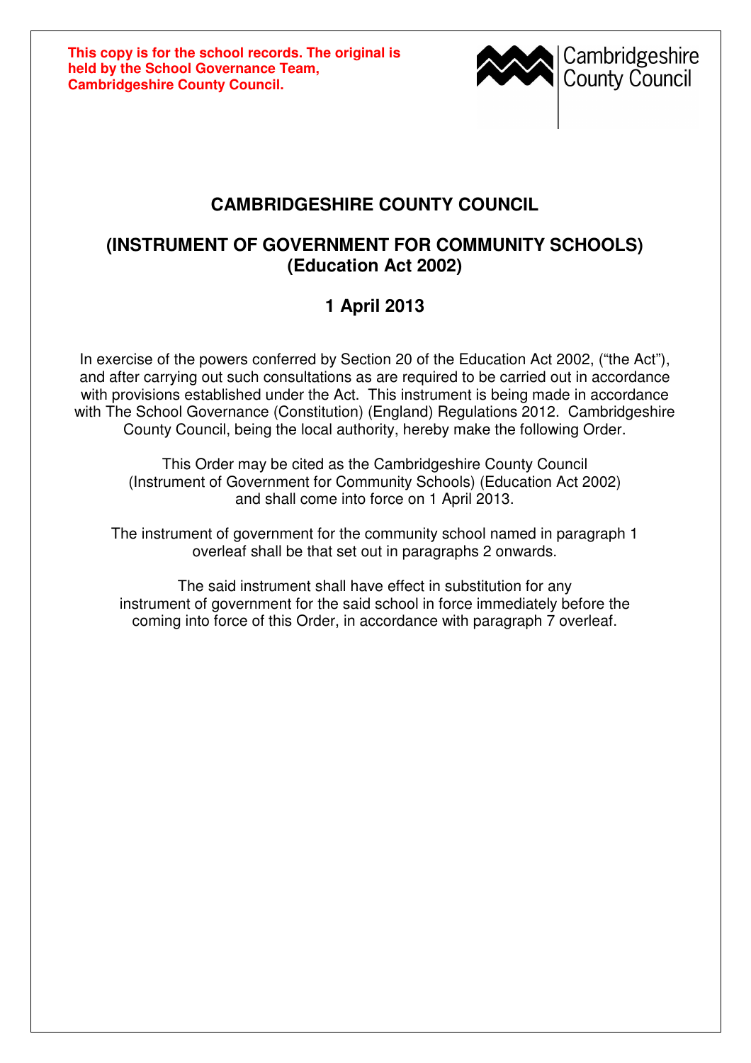**This copy is for the school records. The original is held by the School Governance Team, Cambridgeshire County Council.**

Cambridgeshire County Council

# CAMBRIDGESHIRE COUNTY COUNCIL

## (INSTRUMENT OF GOVERNMENT FOR COMMUNITY SCHOOLS) (Education Act 2002)

## 1 April 2013

In exercise of the powers conferred by Section 20 of the Education Act 2002, ("the Act"), and after carrying out such consultations as are required to be carried out in accordance with provisions established under the Act. This instrument is being made in accordance with The School Governance (Constitution) (England) Regulations 2012. Cambridgeshire County Council, being the local authority, hereby make the following Order.

This Order may be cited as the Cambridgeshire County Council (Instrument of Government for Community Schools) (Education Act 2002) and shall come into force on 1 April 2013.

The instrument of government for the community school named in paragraph 1 overleaf shall be that set out in paragraphs 2 onwards.

The said instrument shall have effect in substitution for any instrument of government for the said school in force immediately before the coming into force of this Order, in accordance with paragraph 7 overleaf.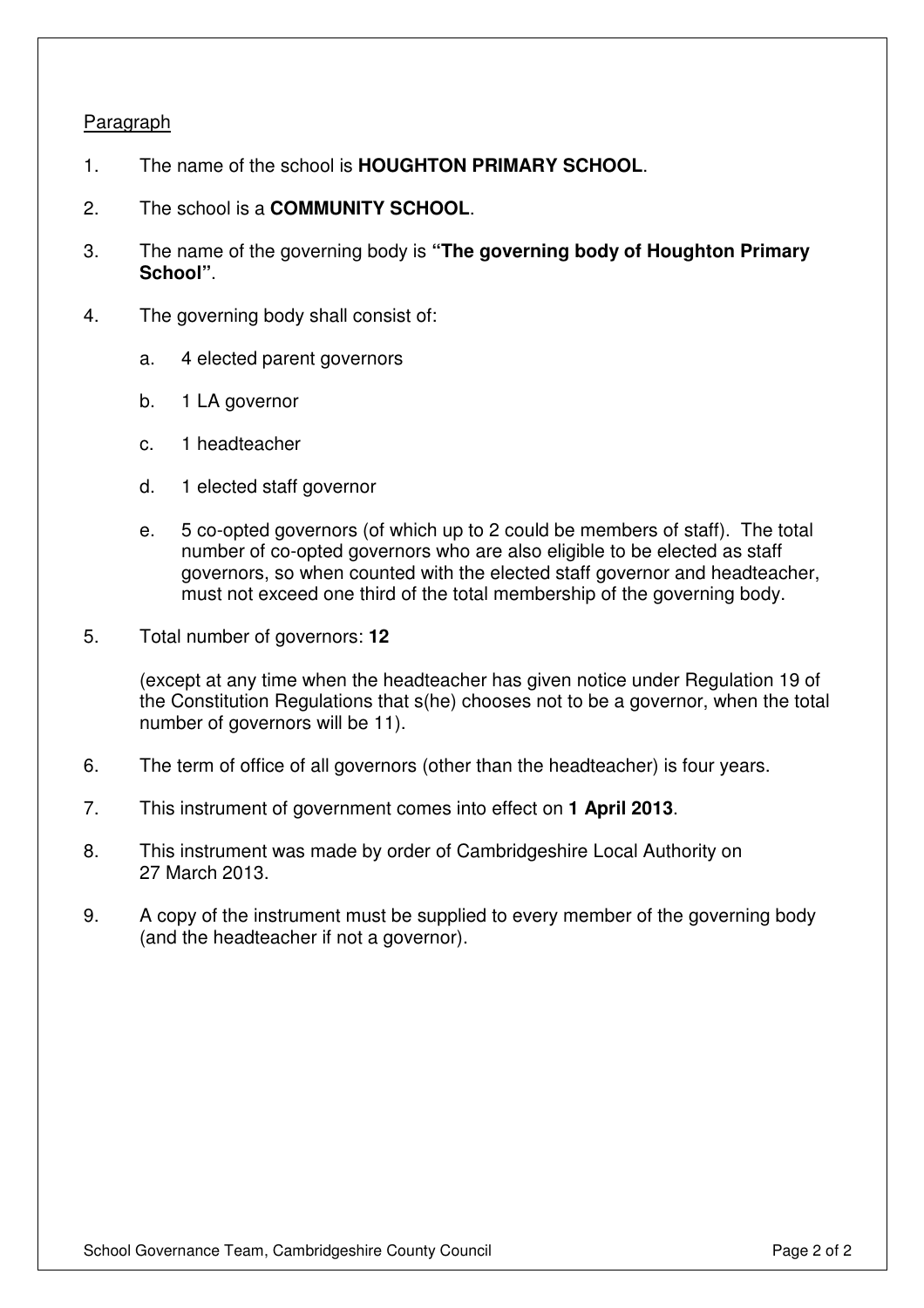<u>Paragraph</u>

1. The name of the school is **HOUGHTON PRIMARY SCHOOL**.

2. The school is a **COMMUNITY SCHOOL**.

3. The name of the governing body is **"The governing body of Houghton Primary School"**.

4. The governing body shall consist of:

    a. 4 elected parent governors

    b. 1 LA governor

    c. 1 headteacher

    d. 1 elected staff governor

    e. 5 co-opted governors (of which up to 2 could be members of staff). The total number of co-opted governors who are also eligible to be elected as staff governors, so when counted with the elected staff governor and headteacher, must not exceed one third of the total membership of the governing body.

5. Total number of governors: **12**

    (except at any time when the headteacher has given notice under Regulation 19 of the Constitution Regulations that s(he) chooses not to be a governor, when the total number of governors will be 11).

6. The term of office of all governors (other than the headteacher) is four years.

7. This instrument of government comes into effect on **1 April 2013**.

8. This instrument was made by order of Cambridgeshire Local Authority on 27 March 2013.

9. A copy of the instrument must be supplied to every member of the governing body (and the headteacher if not a governor).